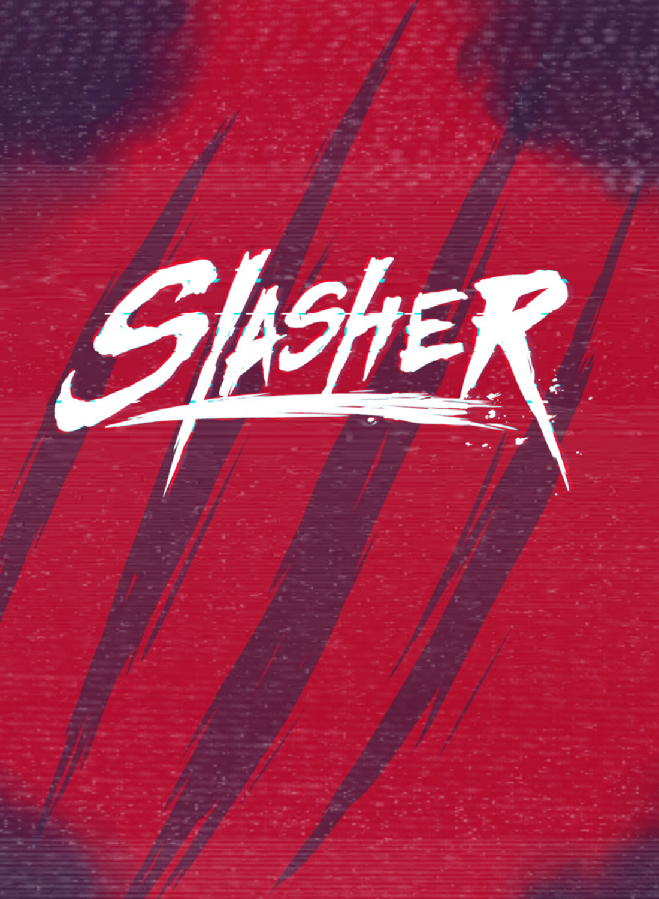# SLASHER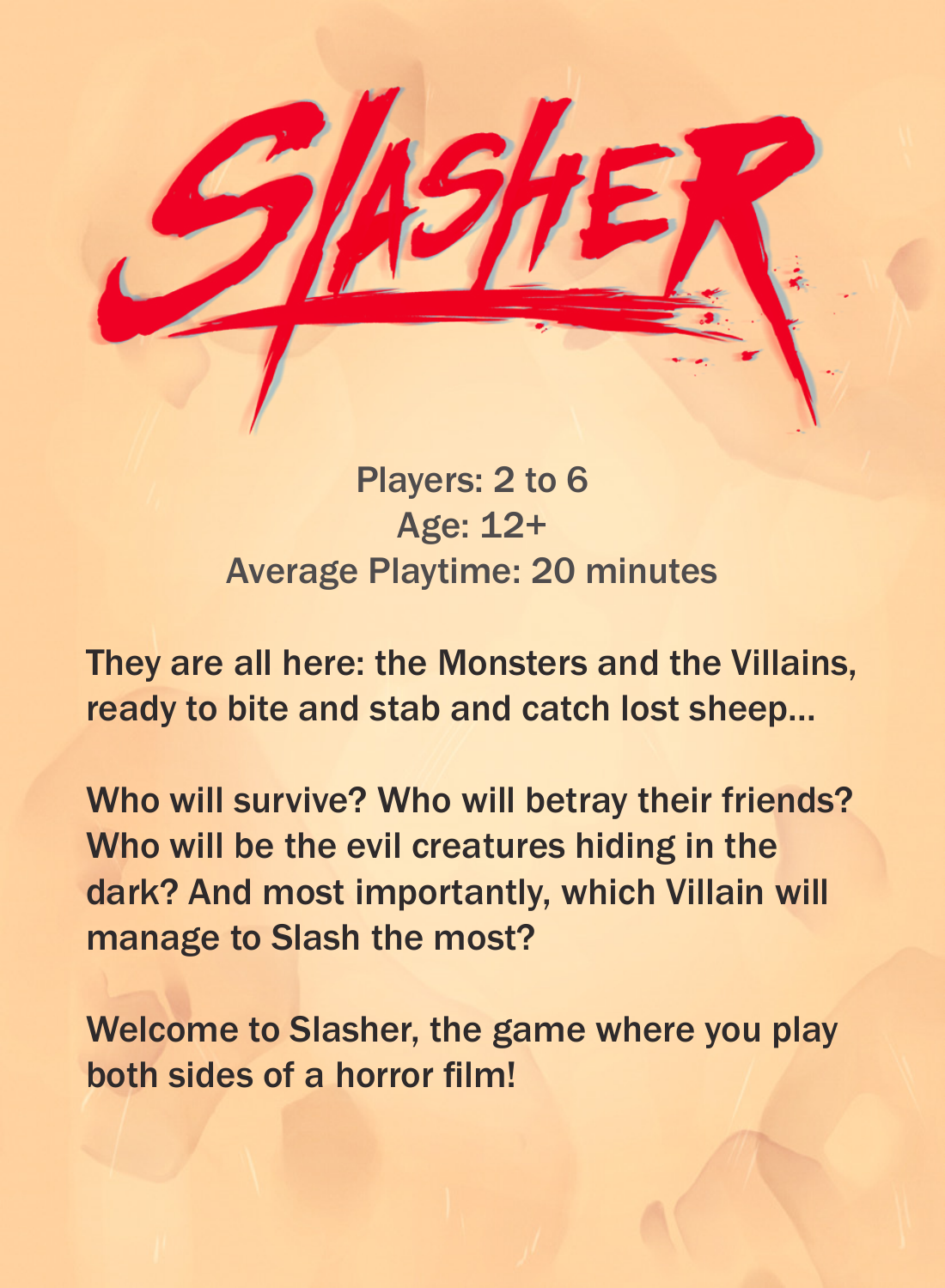# SLASHER

Players: 2 to 6
Age: 12+
Average Playtime: 20 minutes

They are all here: the Monsters and the Villains, ready to bite and stab and catch lost sheep...

Who will survive? Who will betray their friends? Who will be the evil creatures hiding in the dark? And most importantly, which Villain will manage to Slash the most?

Welcome to Slasher, the game where you play both sides of a horror film!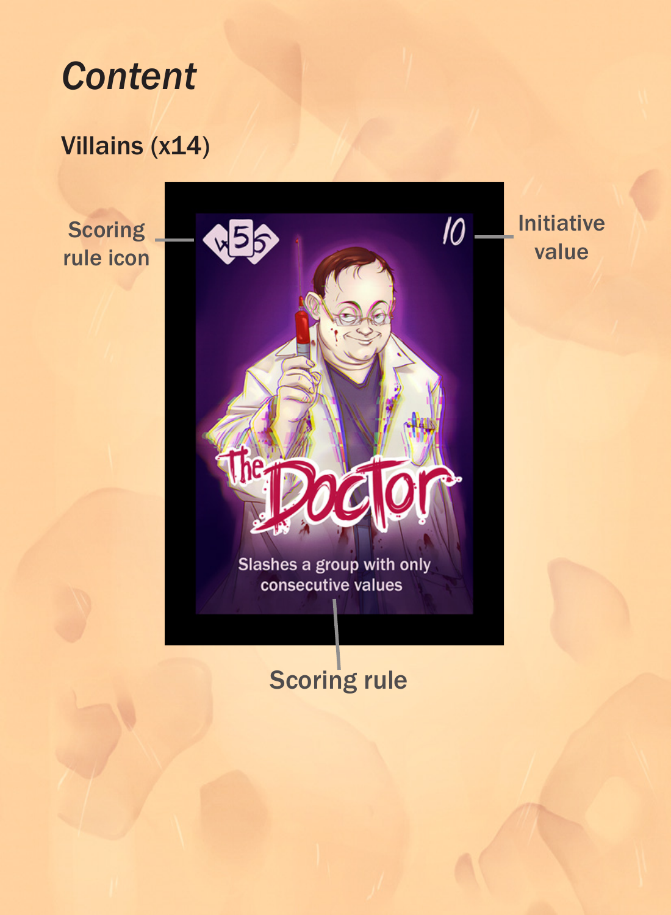# Content

## Villains (x14)

Scoring rule icon

Initiative value

10

The Doctor

Slashes a group with only consecutive values

Scoring rule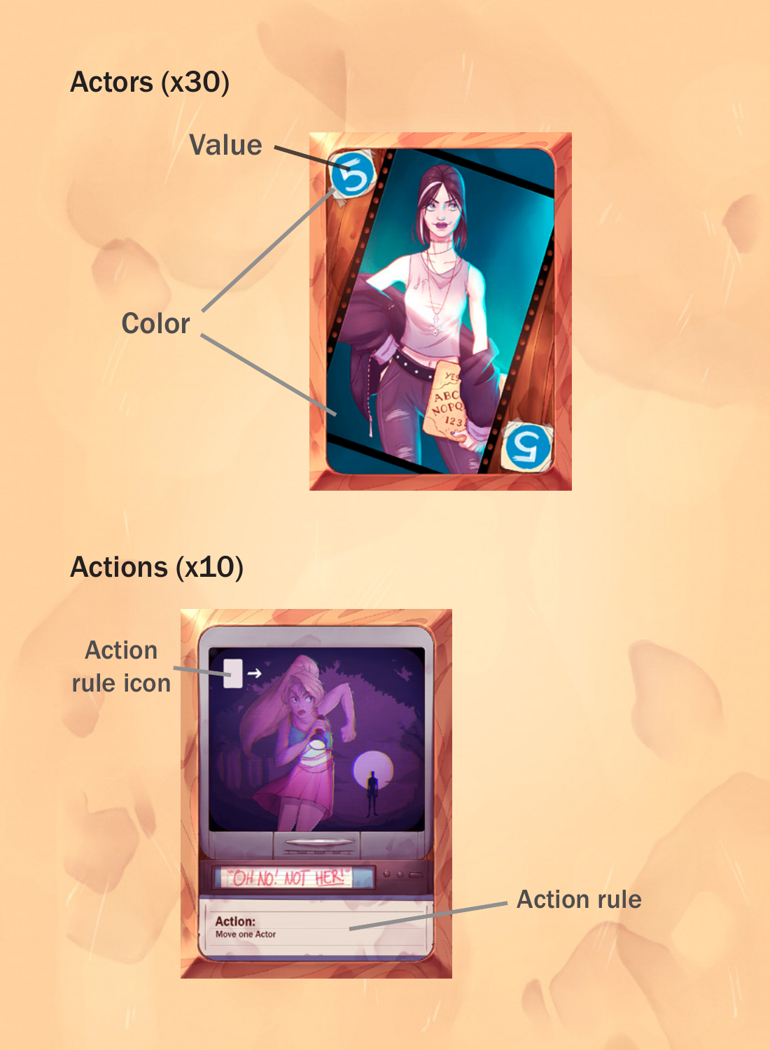## Actors (x30)

Value

Color

## Actions (x10)

Action rule icon

"OH NO! NOT HER!"

**Action:**
Move one Actor

Action rule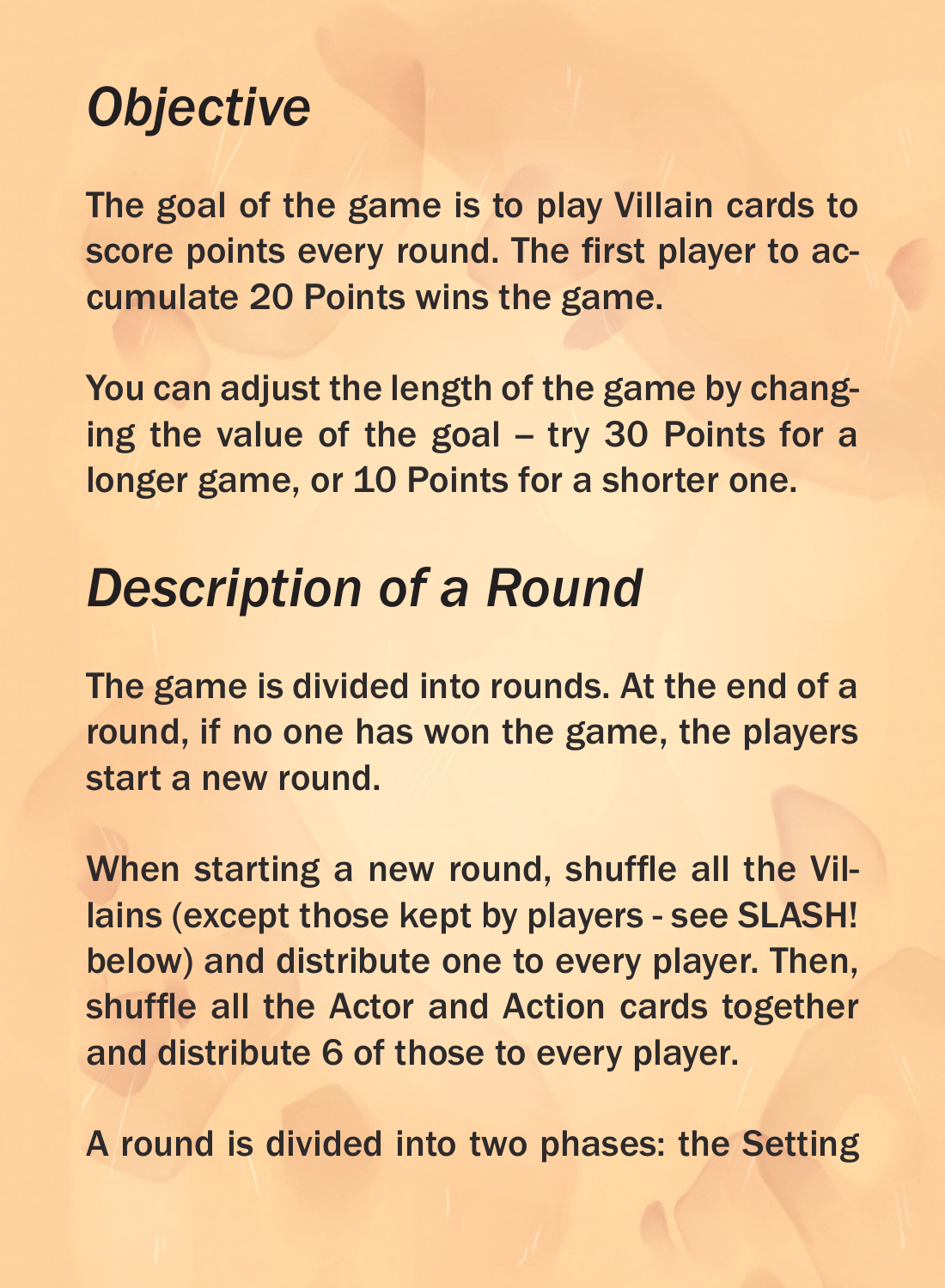## *Objective*

The goal of the game is to play Villain cards to score points every round. The first player to accumulate 20 Points wins the game.

You can adjust the length of the game by changing the value of the goal – try 30 Points for a longer game, or 10 Points for a shorter one.

## *Description of a Round*

The game is divided into rounds. At the end of a round, if no one has won the game, the players start a new round.

When starting a new round, shuffle all the Villains (except those kept by players - see SLASH! below) and distribute one to every player. Then, shuffle all the Actor and Action cards together and distribute 6 of those to every player.

A round is divided into two phases: the Setting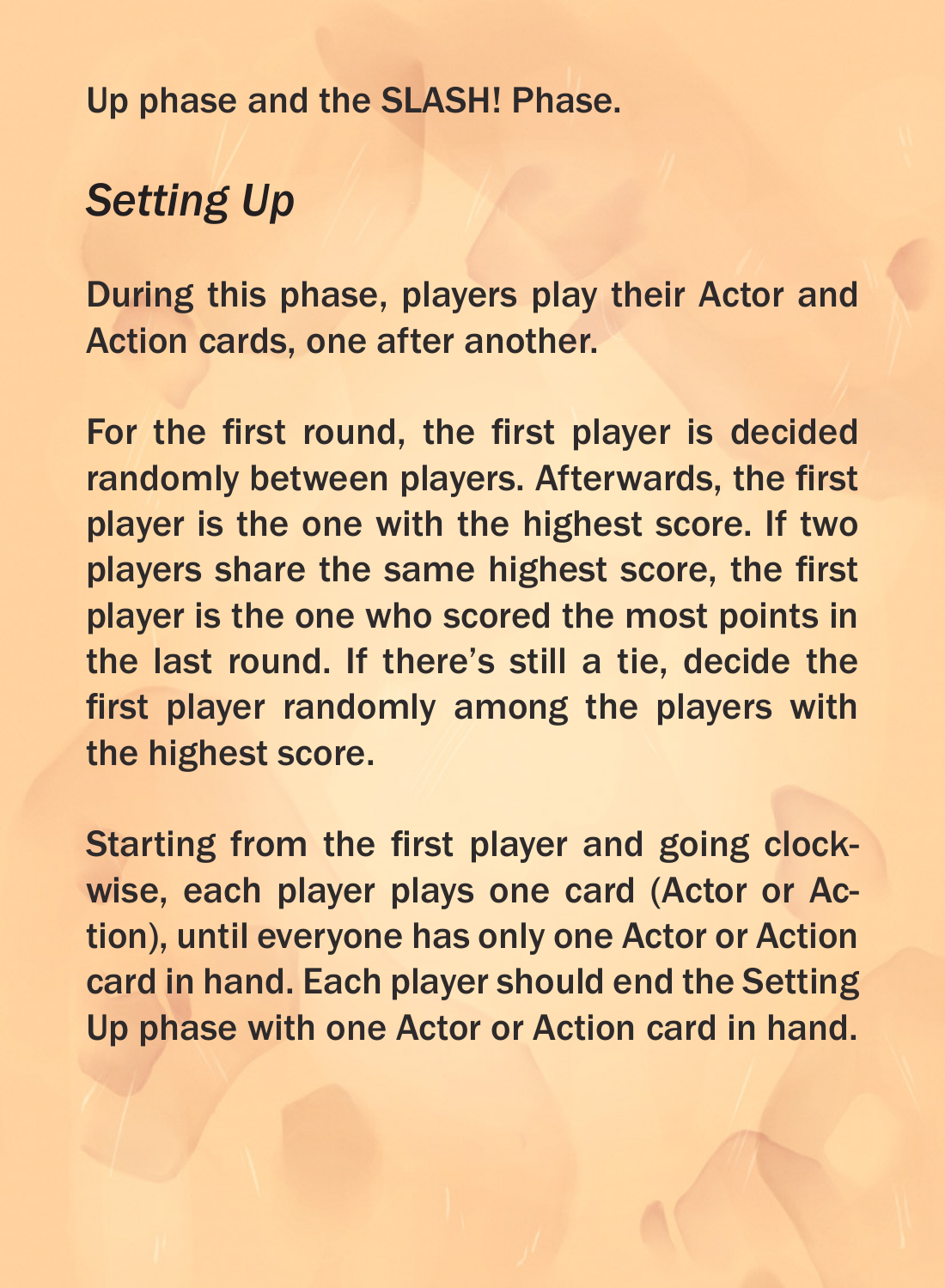Up phase and the SLASH! Phase.

## *Setting Up*

During this phase, players play their Actor and Action cards, one after another.

For the first round, the first player is decided randomly between players. Afterwards, the first player is the one with the highest score. If two players share the same highest score, the first player is the one who scored the most points in the last round. If there's still a tie, decide the first player randomly among the players with the highest score.

Starting from the first player and going clockwise, each player plays one card (Actor or Action), until everyone has only one Actor or Action card in hand. Each player should end the Setting Up phase with one Actor or Action card in hand.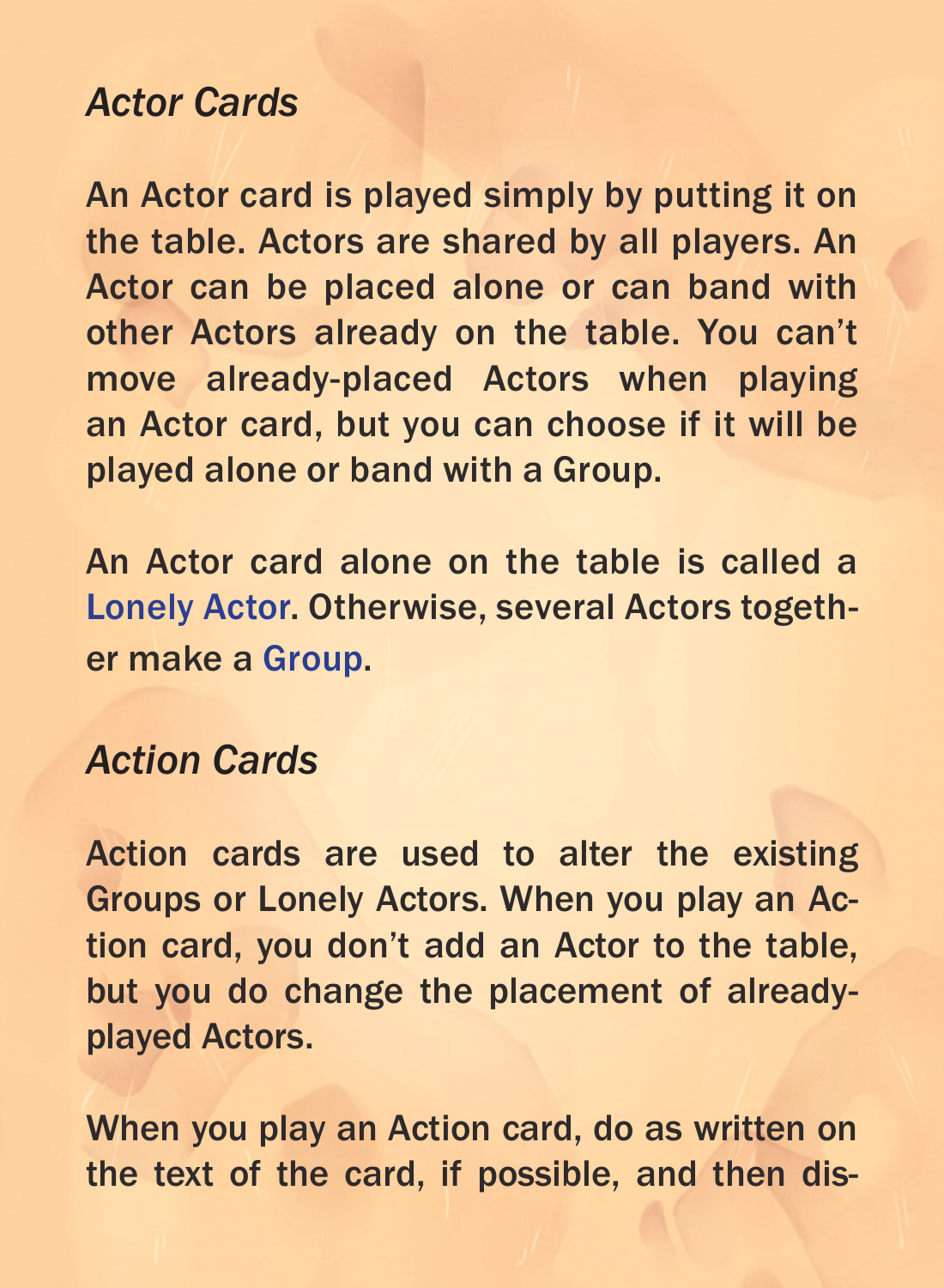*Actor Cards*

An Actor card is played simply by putting it on the table. Actors are shared by all players. An Actor can be placed alone or can band with other Actors already on the table. You can't move already-placed Actors when playing an Actor card, but you can choose if it will be played alone or band with a Group.

An Actor card alone on the table is called a Lonely Actor. Otherwise, several Actors together make a Group.

*Action Cards*

Action cards are used to alter the existing Groups or Lonely Actors. When you play an Action card, you don't add an Actor to the table, but you do change the placement of already-played Actors.

When you play an Action card, do as written on the text of the card, if possible, and then dis-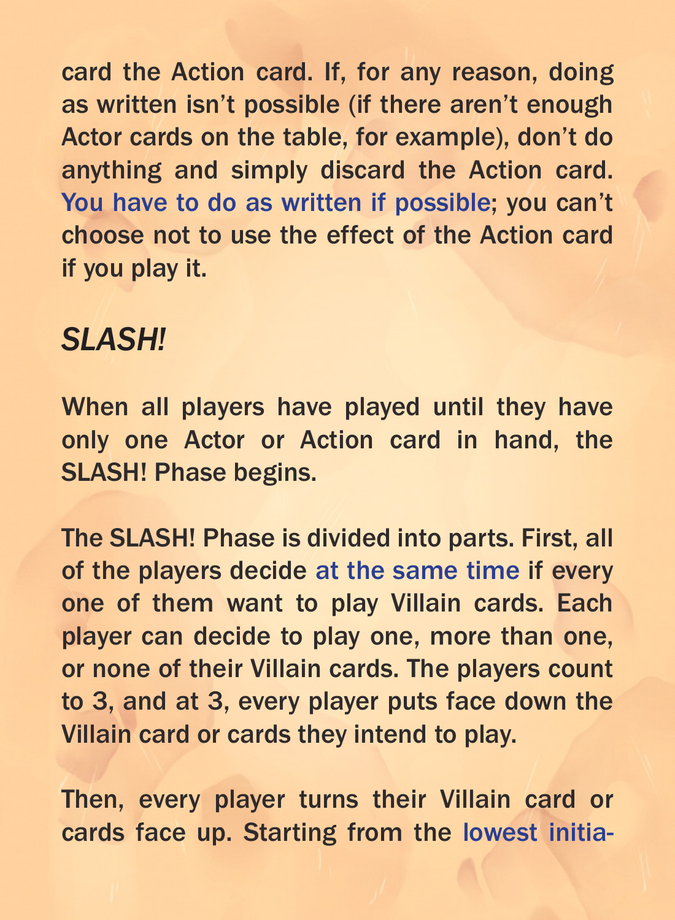card the Action card. If, for any reason, doing as written isn't possible (if there aren't enough Actor cards on the table, for example), don't do anything and simply discard the Action card. You have to do as written if possible; you can't choose not to use the effect of the Action card if you play it.

## *SLASH!*

When all players have played until they have only one Actor or Action card in hand, the SLASH! Phase begins.

The SLASH! Phase is divided into parts. First, all of the players decide at the same time if every one of them want to play Villain cards. Each player can decide to play one, more than one, or none of their Villain cards. The players count to 3, and at 3, every player puts face down the Villain card or cards they intend to play.

Then, every player turns their Villain card or cards face up. Starting from the lowest initia-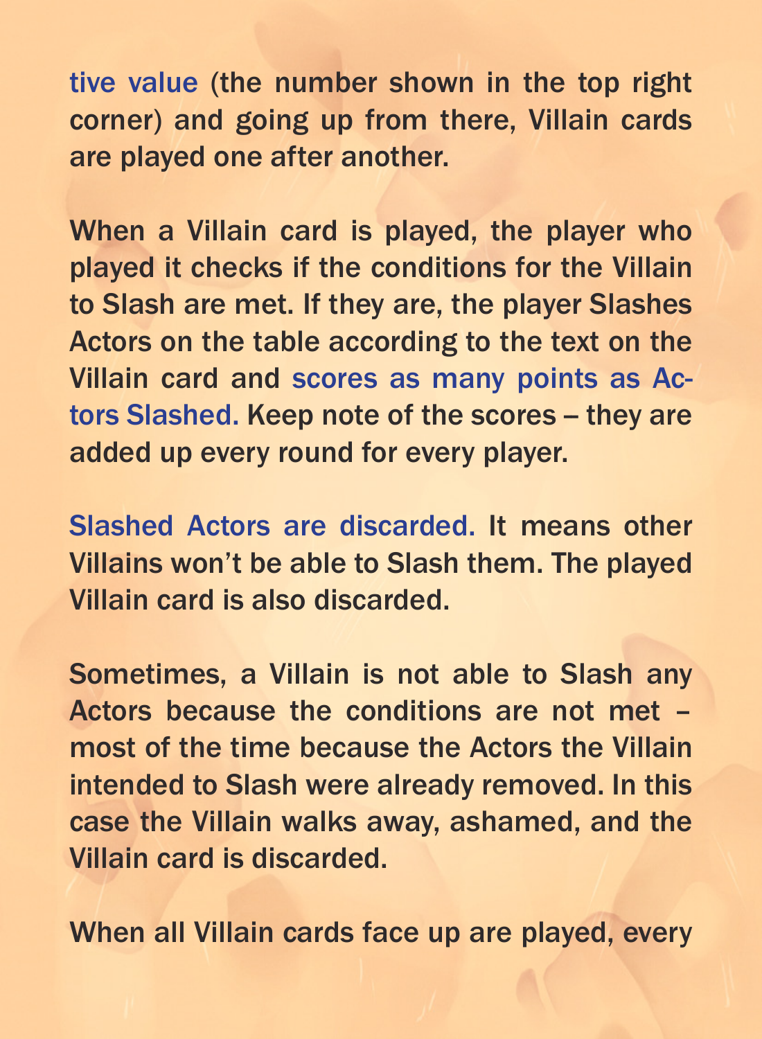tive value (the number shown in the top right corner) and going up from there, Villain cards are played one after another.

When a Villain card is played, the player who played it checks if the conditions for the Villain to Slash are met. If they are, the player Slashes Actors on the table according to the text on the Villain card and scores as many points as Actors Slashed. Keep note of the scores – they are added up every round for every player.

Slashed Actors are discarded. It means other Villains won't be able to Slash them. The played Villain card is also discarded.

Sometimes, a Villain is not able to Slash any Actors because the conditions are not met – most of the time because the Actors the Villain intended to Slash were already removed. In this case the Villain walks away, ashamed, and the Villain card is discarded.

When all Villain cards face up are played, every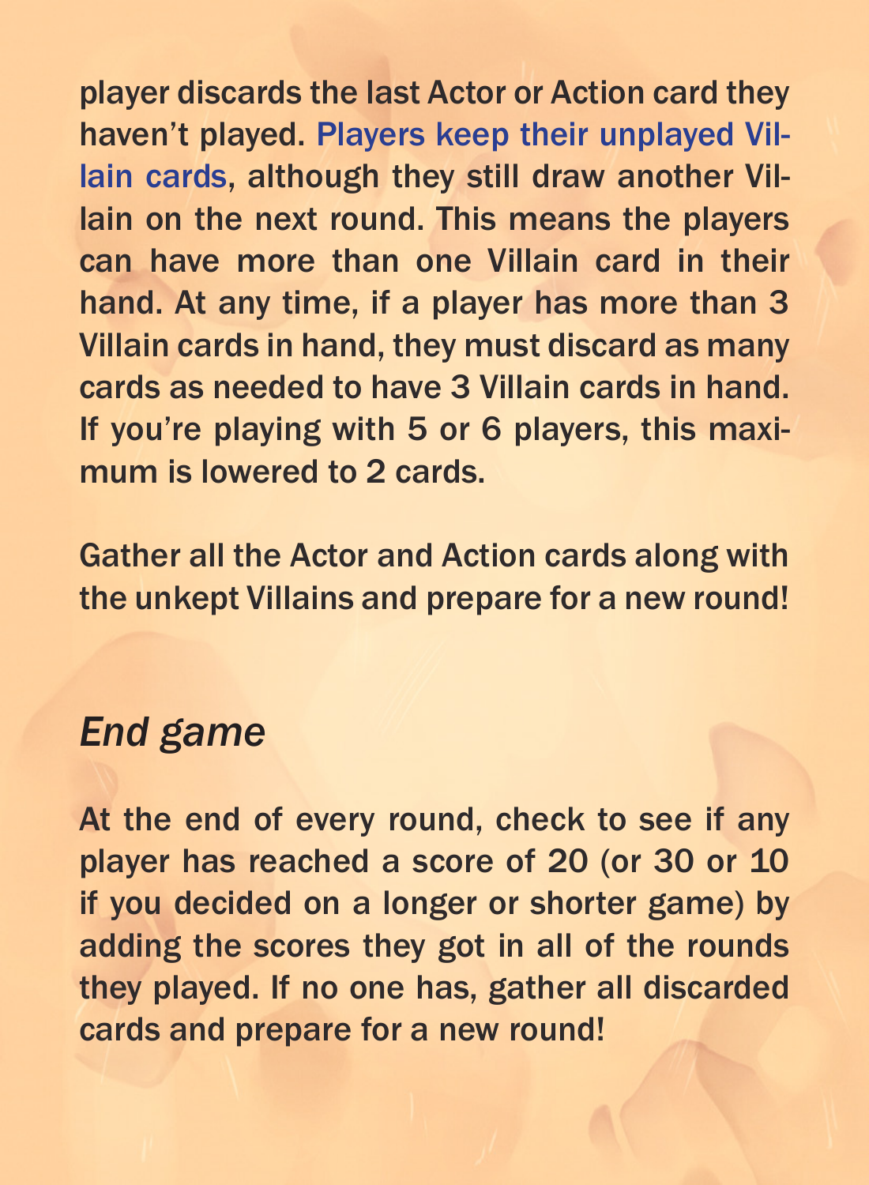player discards the last Actor or Action card they haven't played. Players keep their unplayed Villain cards, although they still draw another Villain on the next round. This means the players can have more than one Villain card in their hand. At any time, if a player has more than 3 Villain cards in hand, they must discard as many cards as needed to have 3 Villain cards in hand. If you're playing with 5 or 6 players, this maximum is lowered to 2 cards.

Gather all the Actor and Action cards along with the unkept Villains and prepare for a new round!

## *End game*

At the end of every round, check to see if any player has reached a score of 20 (or 30 or 10 if you decided on a longer or shorter game) by adding the scores they got in all of the rounds they played. If no one has, gather all discarded cards and prepare for a new round!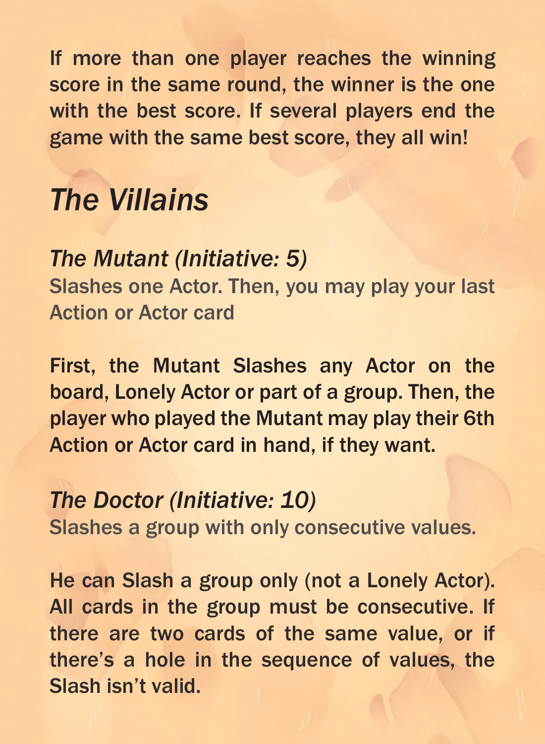If more than one player reaches the winning score in the same round, the winner is the one with the best score. If several players end the game with the same best score, they all win!

## *The Villains*

### *The Mutant (Initiative: 5)*

Slashes one Actor. Then, you may play your last Action or Actor card

First, the Mutant Slashes any Actor on the board, Lonely Actor or part of a group. Then, the player who played the Mutant may play their 6th Action or Actor card in hand, if they want.

### *The Doctor (Initiative: 10)*

Slashes a group with only consecutive values.

He can Slash a group only (not a Lonely Actor). All cards in the group must be consecutive. If there are two cards of the same value, or if there's a hole in the sequence of values, the Slash isn't valid.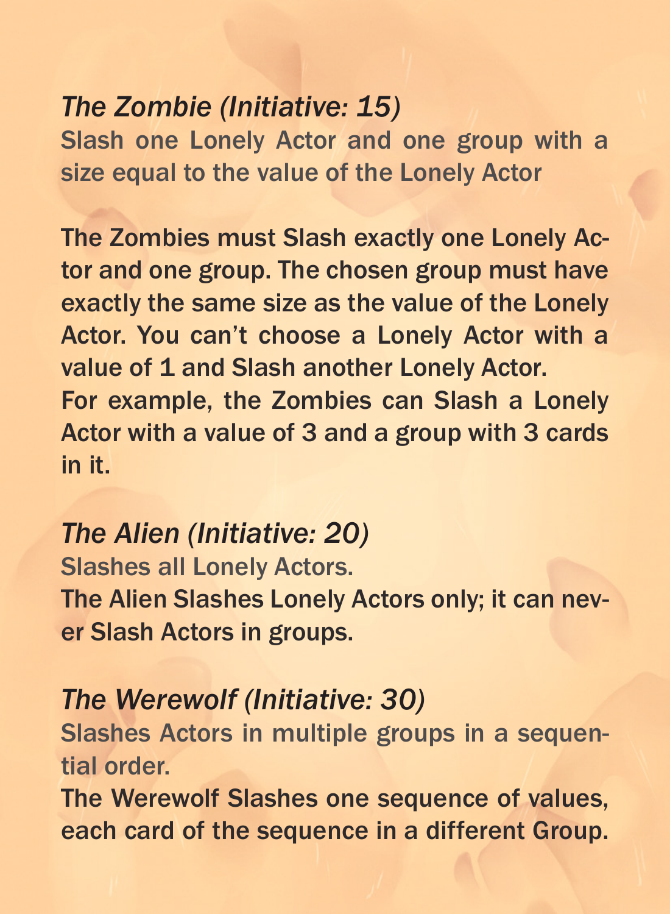*The Zombie (Initiative: 15)*

Slash one Lonely Actor and one group with a size equal to the value of the Lonely Actor

The Zombies must Slash exactly one Lonely Actor and one group. The chosen group must have exactly the same size as the value of the Lonely Actor. You can't choose a Lonely Actor with a value of 1 and Slash another Lonely Actor.
For example, the Zombies can Slash a Lonely Actor with a value of 3 and a group with 3 cards in it.

*The Alien (Initiative: 20)*

Slashes all Lonely Actors.
The Alien Slashes Lonely Actors only; it can never Slash Actors in groups.

*The Werewolf (Initiative: 30)*

Slashes Actors in multiple groups in a sequential order.
The Werewolf Slashes one sequence of values, each card of the sequence in a different Group.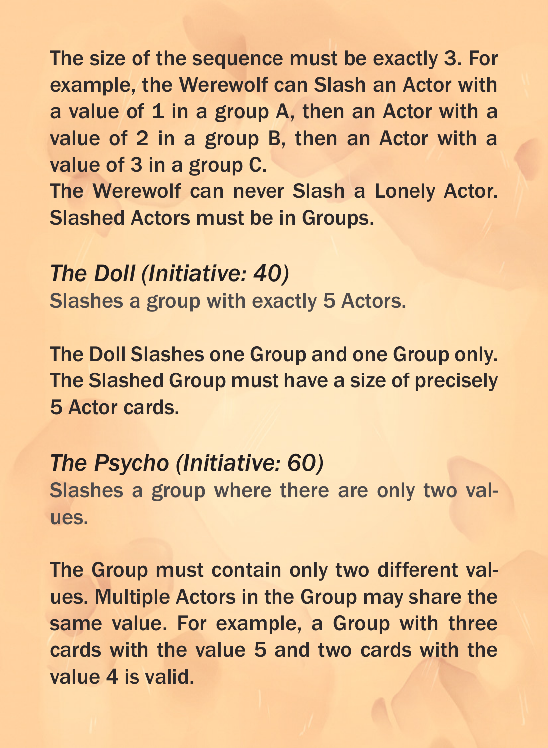The size of the sequence must be exactly 3. For example, the Werewolf can Slash an Actor with a value of 1 in a group A, then an Actor with a value of 2 in a group B, then an Actor with a value of 3 in a group C.
The Werewolf can never Slash a Lonely Actor. Slashed Actors must be in Groups.

### *The Doll (Initiative: 40)*

Slashes a group with exactly 5 Actors.

The Doll Slashes one Group and one Group only. The Slashed Group must have a size of precisely 5 Actor cards.

### *The Psycho (Initiative: 60)*

Slashes a group where there are only two values.

The Group must contain only two different values. Multiple Actors in the Group may share the same value. For example, a Group with three cards with the value 5 and two cards with the value 4 is valid.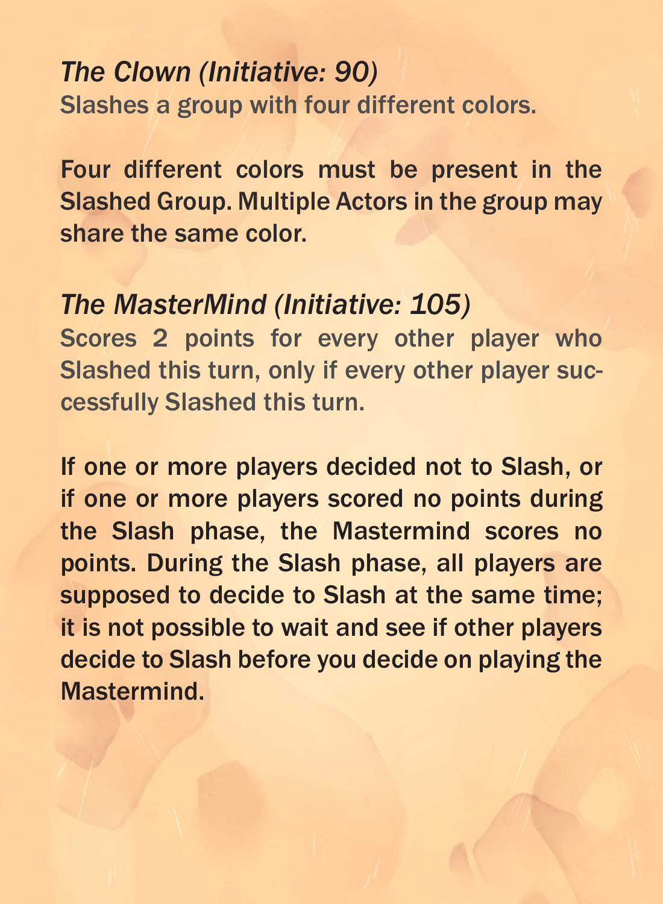*The Clown (Initiative: 90)*
Slashes a group with four different colors.

Four different colors must be present in the Slashed Group. Multiple Actors in the group may share the same color.

*The MasterMind (Initiative: 105)*
Scores 2 points for every other player who Slashed this turn, only if every other player successfully Slashed this turn.

If one or more players decided not to Slash, or if one or more players scored no points during the Slash phase, the Mastermind scores no points. During the Slash phase, all players are supposed to decide to Slash at the same time; it is not possible to wait and see if other players decide to Slash before you decide on playing the Mastermind.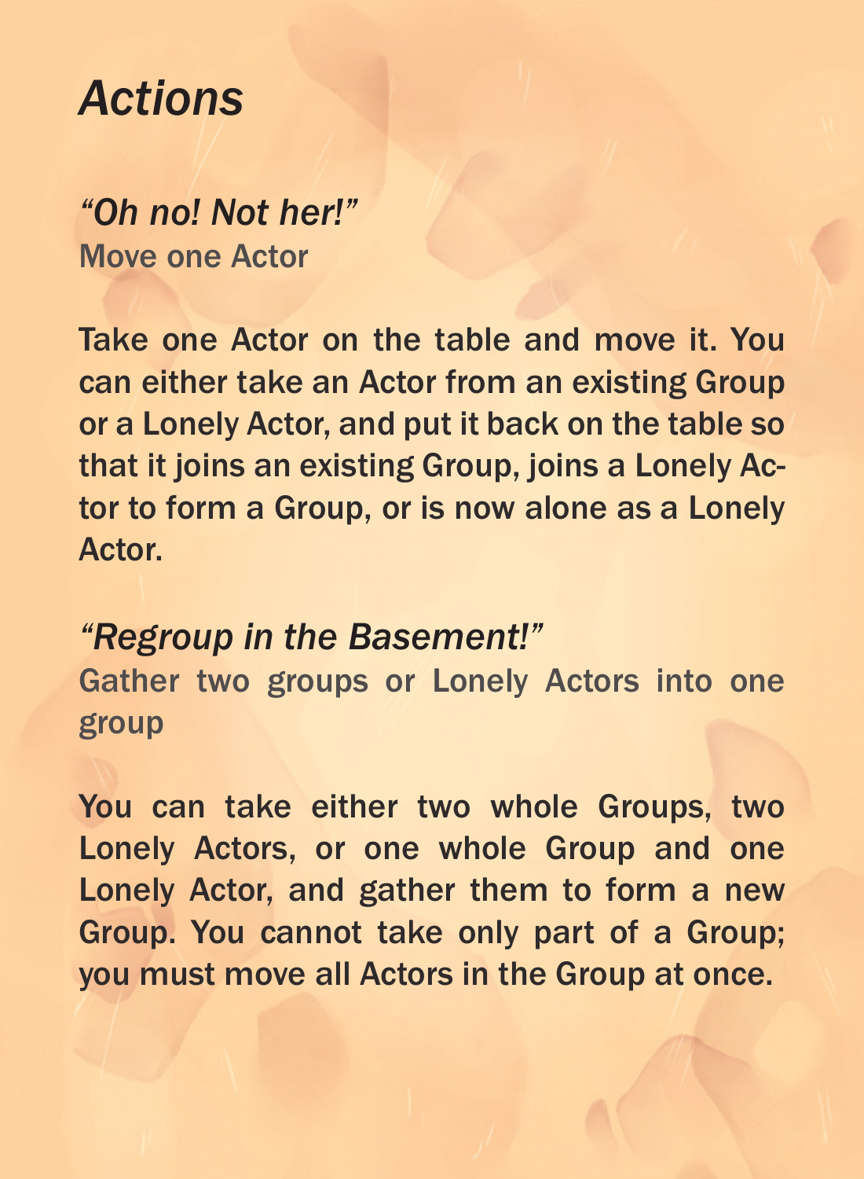# *Actions*

### *"Oh no! Not her!"*
Move one Actor

Take one Actor on the table and move it. You can either take an Actor from an existing Group or a Lonely Actor, and put it back on the table so that it joins an existing Group, joins a Lonely Actor to form a Group, or is now alone as a Lonely Actor.

### *"Regroup in the Basement!"*
Gather two groups or Lonely Actors into one group

You can take either two whole Groups, two Lonely Actors, or one whole Group and one Lonely Actor, and gather them to form a new Group. You cannot take only part of a Group; you must move all Actors in the Group at once.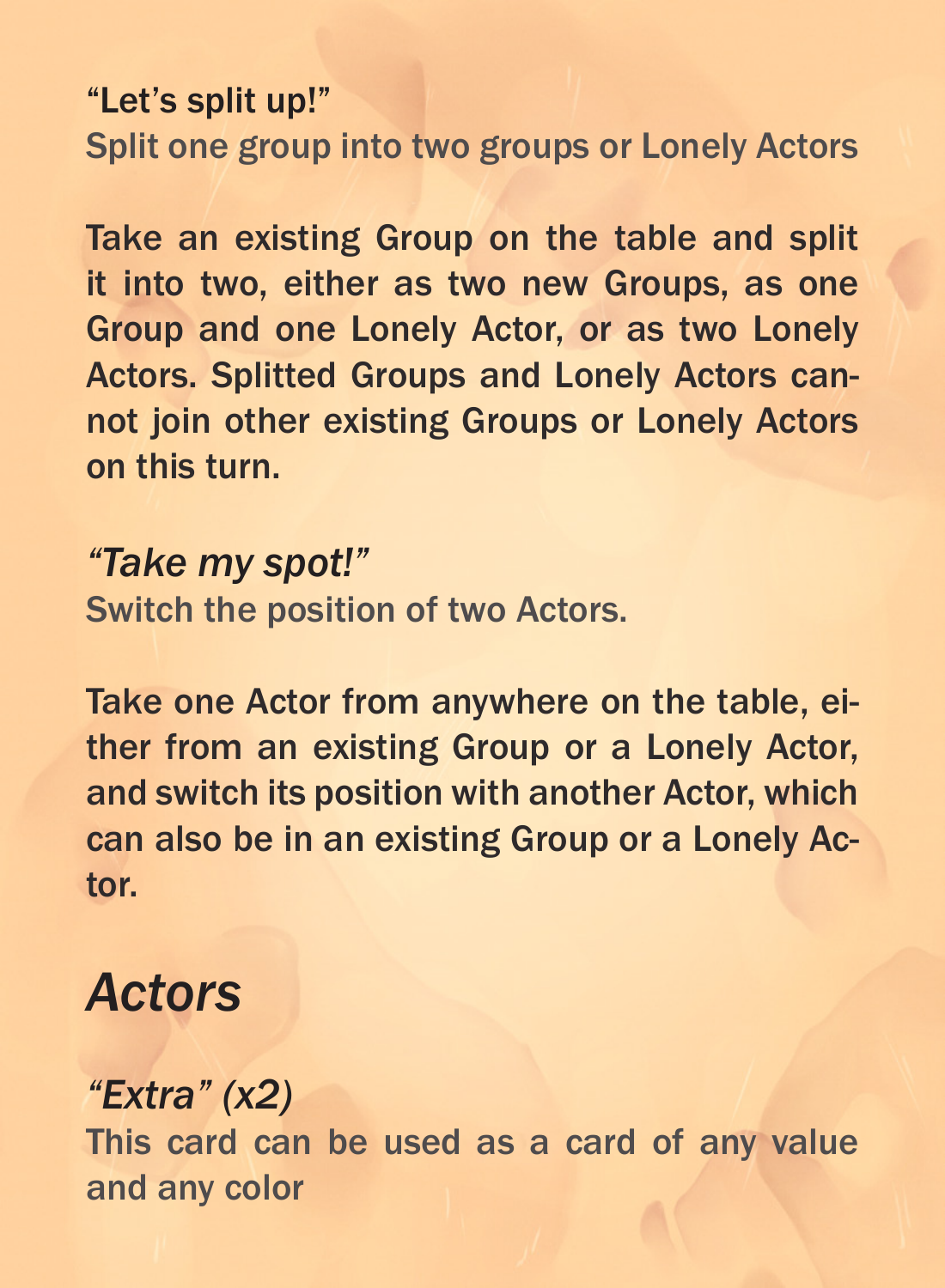"Let's split up!"
Split one group into two groups or Lonely Actors

Take an existing Group on the table and split it into two, either as two new Groups, as one Group and one Lonely Actor, or as two Lonely Actors. Splitted Groups and Lonely Actors cannot join other existing Groups or Lonely Actors on this turn.

*"Take my spot!"*
Switch the position of two Actors.

Take one Actor from anywhere on the table, either from an existing Group or a Lonely Actor, and switch its position with another Actor, which can also be in an existing Group or a Lonely Actor.

## *Actors*

*"Extra" (x2)*
This card can be used as a card of any value and any color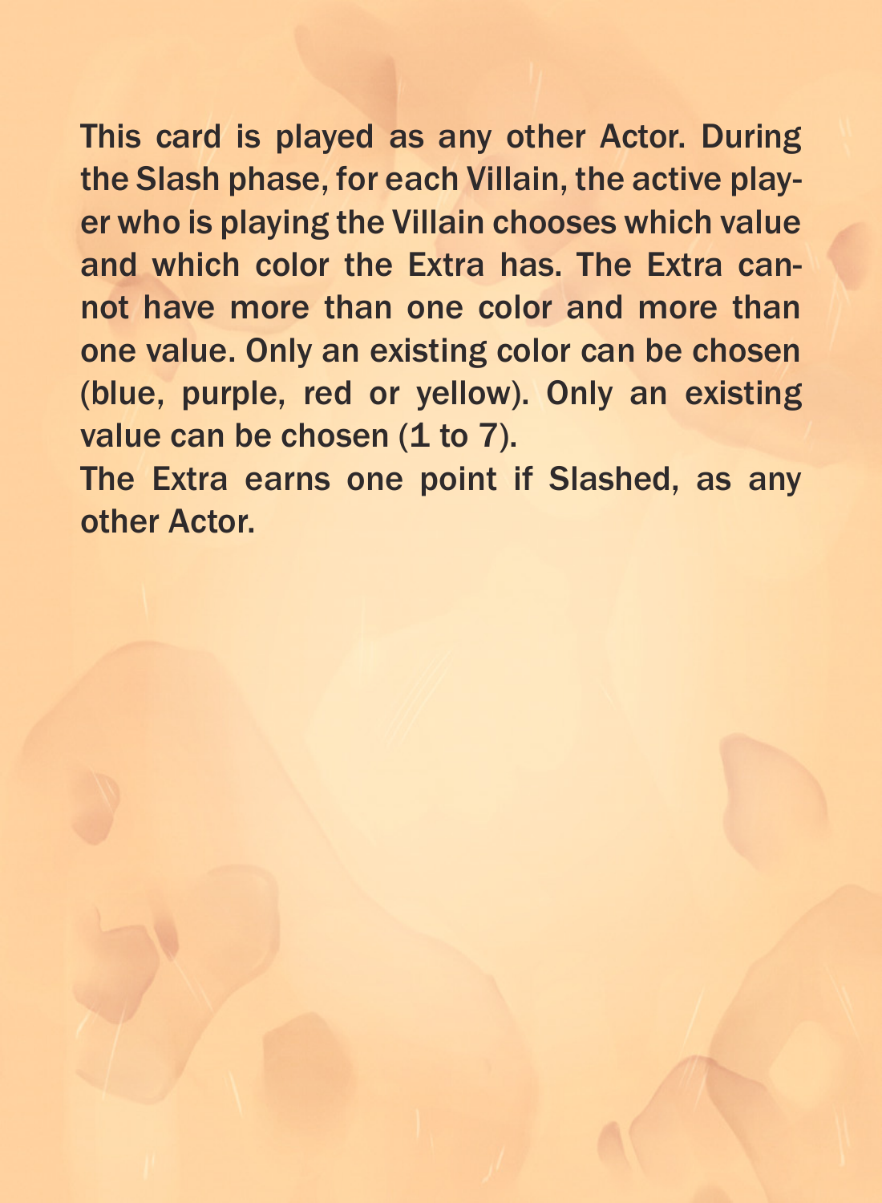This card is played as any other Actor. During the Slash phase, for each Villain, the active player who is playing the Villain chooses which value and which color the Extra has. The Extra cannot have more than one color and more than one value. Only an existing color can be chosen (blue, purple, red or yellow). Only an existing value can be chosen (1 to 7).

The Extra earns one point if Slashed, as any other Actor.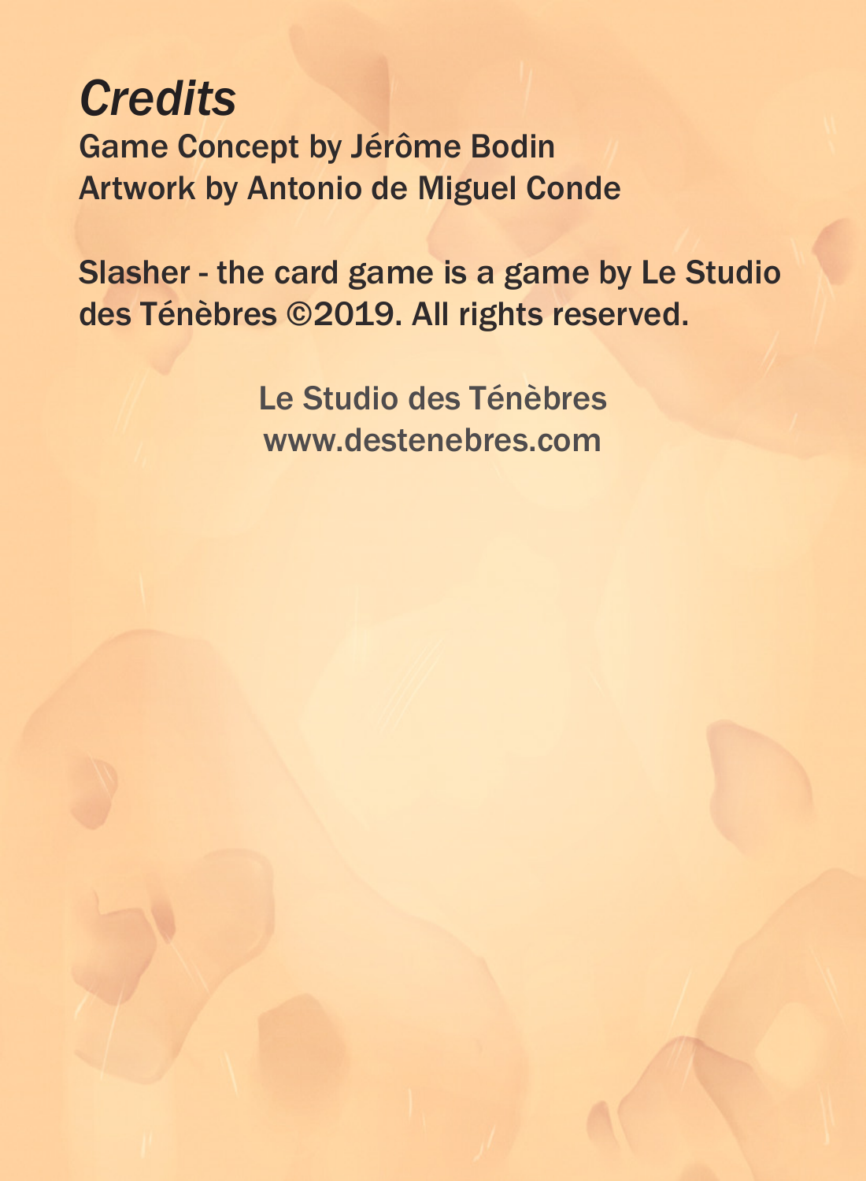# *Credits*

Game Concept by Jérôme Bodin
Artwork by Antonio de Miguel Conde

Slasher - the card game is a game by Le Studio des Ténèbres ©2019. All rights reserved.

Le Studio des Ténèbres
www.destenebres.com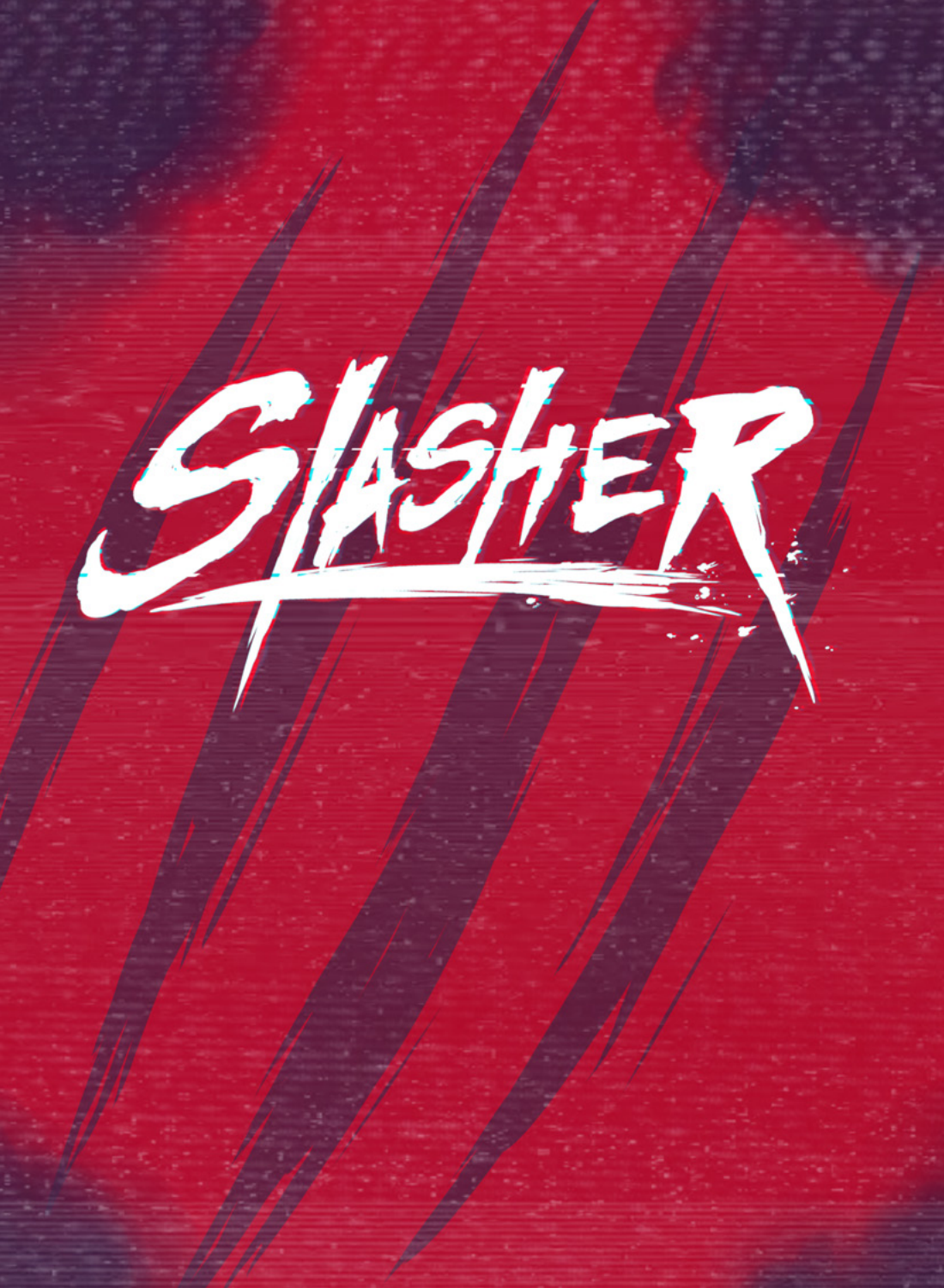# SLASHER